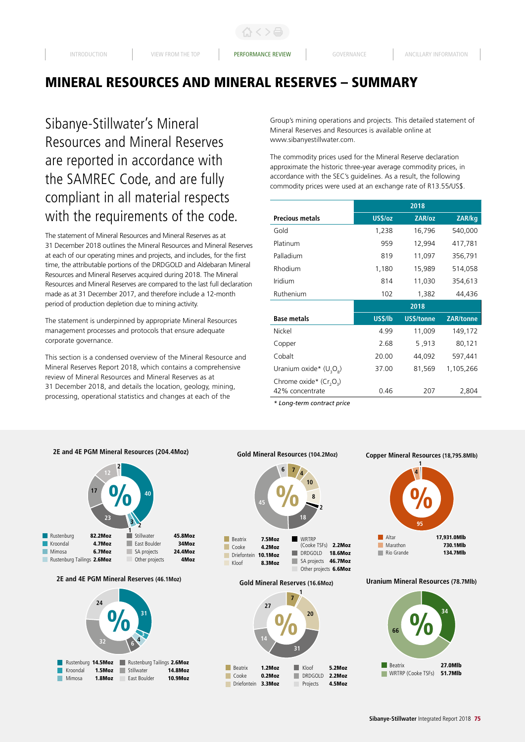# MINERAL RESOURCES AND MINERAL RESERVES – SUMMARY

## Sibanye-Stillwater's Mineral Resources and Mineral Reserves are reported in accordance with the SAMREC Code, and are fully compliant in all material respects with the requirements of the code.

The statement of Mineral Resources and Mineral Reserves as at 31 December 2018 outlines the Mineral Resources and Mineral Reserves at each of our operating mines and projects, and includes, for the first time, the attributable portions of the DRDGOLD and Aldebaran Mineral Resources and Mineral Reserves acquired during 2018. The Mineral Resources and Mineral Reserves are compared to the last full declaration made as at 31 December 2017, and therefore include a 12-month period of production depletion due to mining activity.

The statement is underpinned by appropriate Mineral Resources management processes and protocols that ensure adequate corporate governance.

This section is a condensed overview of the Mineral Resource and Mineral Reserves Report 2018, which contains a comprehensive review of Mineral Resources and Mineral Reserves as at 31 December 2018, and details the location, geology, mining, processing, operational statistics and changes at each of the Group's mining operations and projects. This detailed statement of Mineral Reserves and Resources is available online at www.sibanyestillwater.com.

The commodity prices used for the Mineral Reserve declaration approximate the historic three-year average commodity prices, in accordance with the SEC's guidelines. As a result, the following commodity prices were used at an exchange rate of R13.55/US$.

| | 2018 | | |
|---|---|---|---|
| **Precious metals** | **US$/oz** | **ZAR/oz** | **ZAR/kg** |
| Gold | 1,238 | 16,796 | 540,000 |
| Platinum | 959 | 12,994 | 417,781 |
| Palladium | 819 | 11,097 | 356,791 |
| Rhodium | 1,180 | 15,989 | 514,058 |
| Iridium | 814 | 11,030 | 354,613 |
| Ruthenium | 102 | 1,382 | 44,436 |
| | **2018** | | |
| **Base metals** | **US$/lb** | **US$/tonne** | **ZAR/tonne** |
| Nickel | 4.99 | 11,009 | 149,172 |
| Copper | 2.68 | 5 ,913 | 80,121 |
| Cobalt | 20.00 | 44,092 | 597,441 |
| Uranium oxide* ($U_3O_8$) | 37.00 | 81,569 | 1,105,266 |
| Chrome oxide* ($Cr_2O_3$) 42% concentrate | 0.46 | 207 | 2,804 |

*\* Long-term contract price*

**2E and 4E PGM Mineral Resources (204.4Moz)**

| Operation | Moz | Operation | Moz |
|---|---|---|---|
| Rustenburg | 82.2Moz | Stillwater | 45.8Moz |
| Kroondal | 4.7Moz | East Boulder | 34Moz |
| Mimosa | 6.7Moz | SA projects | 24.4Moz |
| Rustenburg Tailings | 2.6Moz | Other projects | 4Moz |

**2E and 4E PGM Mineral Reserves (46.1Moz)**

| Operation | Moz | Operation | Moz |
|---|---|---|---|
| Rustenburg | 14.5Moz | Rustenburg Tailings | 2.6Moz |
| Kroondal | 1.5Moz | Stillwater | 14.8Moz |
| Mimosa | 1.8Moz | East Boulder | 10.9Moz |

**Gold Mineral Resources (104.2Moz)**

| Operation | Moz | Operation | Moz |
|---|---|---|---|
| Beatrix | 7.5Moz | WRTRP (Cooke TSFs) | 2.2Moz |
| Cooke | 4.2Moz | DRDGOLD | 18.6Moz |
| Driefontein | 10.1Moz | SA projects | 46.7Moz |
| Kloof | 8.3Moz | Other projects | 6.6Moz |

**Gold Mineral Reserves (16.6Moz)**

| Operation | Moz | Operation | Moz |
|---|---|---|---|
| Beatrix | 1.2Moz | Kloof | 5.2Moz |
| Cooke | 0.2Moz | DRDGOLD | 2.2Moz |
| Driefontein | 3.3Moz | Projects | 4.5Moz |

**Copper Mineral Resources (18,795.8Mlb)**

| Project | Mlb |
|---|---|
| Altar | 17,931.0Mlb |
| Marathon | 730.1Mlb |
| Rio Grande | 134.7Mlb |

**Uranium Mineral Resources (78.7Mlb)**

| Operation | Mlb |
|---|---|
| Beatrix | 27.0Mlb |
| WRTRP (Cooke TSFs) | 51.7Mlb |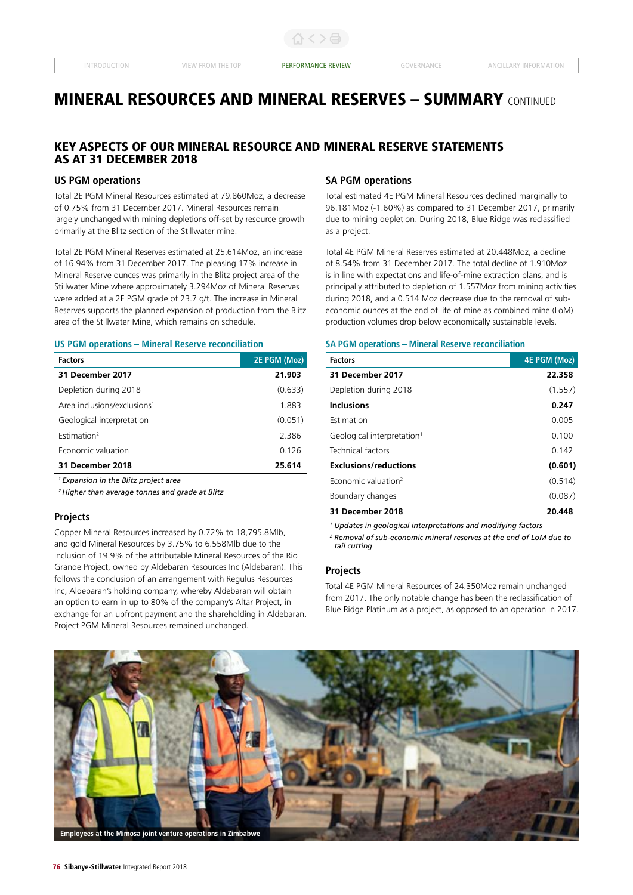# MINERAL RESOURCES AND MINERAL RESERVES – SUMMARY CONTINUED

## KEY ASPECTS OF OUR MINERAL RESOURCE AND MINERAL RESERVE STATEMENTS AS AT 31 DECEMBER 2018

### US PGM operations

Total 2E PGM Mineral Resources estimated at 79.860Moz, a decrease of 0.75% from 31 December 2017. Mineral Resources remain largely unchanged with mining depletions off-set by resource growth primarily at the Blitz section of the Stillwater mine.

Total 2E PGM Mineral Reserves estimated at 25.614Moz, an increase of 16.94% from 31 December 2017. The pleasing 17% increase in Mineral Reserve ounces was primarily in the Blitz project area of the Stillwater Mine where approximately 3.294Moz of Mineral Reserves were added at a 2E PGM grade of 23.7 g/t. The increase in Mineral Reserves supports the planned expansion of production from the Blitz area of the Stillwater Mine, which remains on schedule.

#### US PGM operations – Mineral Reserve reconciliation

| Factors | 2E PGM (Moz) |
|---|---|
| **31 December 2017** | **21.903** |
| Depletion during 2018 | (0.633) |
| Area inclusions/exclusions[1] | 1.883 |
| Geological interpretation | (0.051) |
| Estimation[2] | 2.386 |
| Economic valuation | 0.126 |
| **31 December 2018** | **25.614** |

*[1] Expansion in the Blitz project area*

*[2] Higher than average tonnes and grade at Blitz*

### Projects

Copper Mineral Resources increased by 0.72% to 18,795.8Mlb, and gold Mineral Resources by 3.75% to 6.558Mlb due to the inclusion of 19.9% of the attributable Mineral Resources of the Rio Grande Project, owned by Aldebaran Resources Inc (Aldebaran). This follows the conclusion of an arrangement with Regulus Resources Inc, Aldebaran's holding company, whereby Aldebaran will obtain an option to earn in up to 80% of the company's Altar Project, in exchange for an upfront payment and the shareholding in Aldebaran. Project PGM Mineral Resources remained unchanged.

### SA PGM operations

Total estimated 4E PGM Mineral Resources declined marginally to 96.181Moz (-1.60%) as compared to 31 December 2017, primarily due to mining depletion. During 2018, Blue Ridge was reclassified as a project.

Total 4E PGM Mineral Reserves estimated at 20.448Moz, a decline of 8.54% from 31 December 2017. The total decline of 1.910Moz is in line with expectations and life-of-mine extraction plans, and is principally attributed to depletion of 1.557Moz from mining activities during 2018, and a 0.514 Moz decrease due to the removal of sub-economic ounces at the end of life of mine as combined mine (LoM) production volumes drop below economically sustainable levels.

#### SA PGM operations – Mineral Reserve reconciliation

| Factors | 4E PGM (Moz) |
|---|---|
| **31 December 2017** | **22.358** |
| Depletion during 2018 | (1.557) |
| **Inclusions** | **0.247** |
| Estimation | 0.005 |
| Geological interpretation[1] | 0.100 |
| Technical factors | 0.142 |
| **Exclusions/reductions** | **(0.601)** |
| Economic valuation[2] | (0.514) |
| Boundary changes | (0.087) |
| **31 December 2018** | **20.448** |

*[1] Updates in geological interpretations and modifying factors*

*[2] Removal of sub-economic mineral reserves at the end of LoM due to tail cutting*

### Projects

Total 4E PGM Mineral Resources of 24.350Moz remain unchanged from 2017. The only notable change has been the reclassification of Blue Ridge Platinum as a project, as opposed to an operation in 2017.

Employees at the Mimosa joint venture operations in Zimbabwe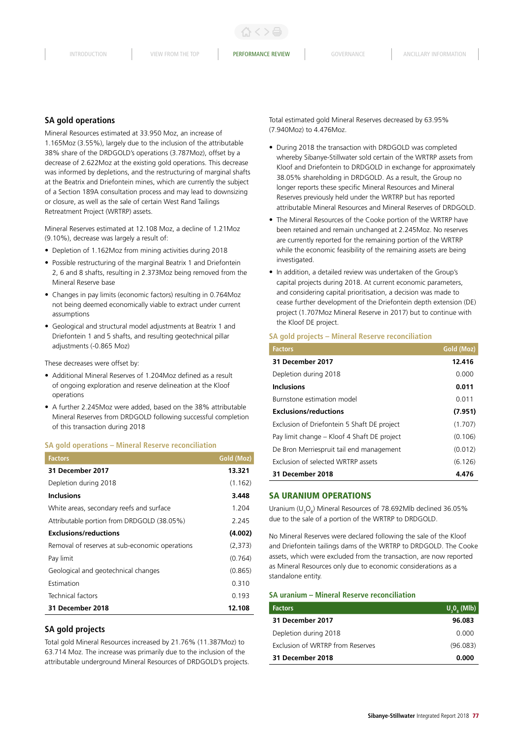## SA gold operations

Mineral Resources estimated at 33.950 Moz, an increase of 1.165Moz (3.55%), largely due to the inclusion of the attributable 38% share of the DRDGOLD's operations (3.787Moz), offset by a decrease of 2.622Moz at the existing gold operations. This decrease was informed by depletions, and the restructuring of marginal shafts at the Beatrix and Driefontein mines, which are currently the subject of a Section 189A consultation process and may lead to downsizing or closure, as well as the sale of certain West Rand Tailings Retreatment Project (WRTRP) assets.

Mineral Reserves estimated at 12.108 Moz, a decline of 1.21Moz (9.10%), decrease was largely a result of:

- Depletion of 1.162Moz from mining activities during 2018
- Possible restructuring of the marginal Beatrix 1 and Driefontein 2, 6 and 8 shafts, resulting in 2.373Moz being removed from the Mineral Reserve base
- Changes in pay limits (economic factors) resulting in 0.764Moz not being deemed economically viable to extract under current assumptions
- Geological and structural model adjustments at Beatrix 1 and Driefontein 1 and 5 shafts, and resulting geotechnical pillar adjustments (-0.865 Moz)

These decreases were offset by:

- Additional Mineral Reserves of 1.204Moz defined as a result of ongoing exploration and reserve delineation at the Kloof operations
- A further 2.245Moz were added, based on the 38% attributable Mineral Reserves from DRDGOLD following successful completion of this transaction during 2018

### SA gold operations – Mineral Reserve reconciliation

| Factors | Gold (Moz) |
|---|---|
| **31 December 2017** | **13.321** |
| Depletion during 2018 | (1.162) |
| **Inclusions** | **3.448** |
| White areas, secondary reefs and surface | 1.204 |
| Attributable portion from DRDGOLD (38.05%) | 2.245 |
| **Exclusions/reductions** | **(4.002)** |
| Removal of reserves at sub-economic operations | (2,373) |
| Pay limit | (0.764) |
| Geological and geotechnical changes | (0.865) |
| Estimation | 0.310 |
| Technical factors | 0.193 |
| **31 December 2018** | **12.108** |

## SA gold projects

Total gold Mineral Resources increased by 21.76% (11.387Moz) to 63.714 Moz. The increase was primarily due to the inclusion of the attributable underground Mineral Resources of DRDGOLD's projects.

Total estimated gold Mineral Reserves decreased by 63.95% (7.940Moz) to 4.476Moz.

- During 2018 the transaction with DRDGOLD was completed whereby Sibanye-Stillwater sold certain of the WRTRP assets from Kloof and Driefontein to DRDGOLD in exchange for approximately 38.05% shareholding in DRDGOLD. As a result, the Group no longer reports these specific Mineral Resources and Mineral Reserves previously held under the WRTRP but has reported attributable Mineral Resources and Mineral Reserves of DRDGOLD.
- The Mineral Resources of the Cooke portion of the WRTRP have been retained and remain unchanged at 2.245Moz. No reserves are currently reported for the remaining portion of the WRTRP while the economic feasibility of the remaining assets are being investigated.
- In addition, a detailed review was undertaken of the Group's capital projects during 2018. At current economic parameters, and considering capital prioritisation, a decision was made to cease further development of the Driefontein depth extension (DE) project (1.707Moz Mineral Reserve in 2017) but to continue with the Kloof DE project.

### SA gold projects – Mineral Reserve reconciliation

| Factors | Gold (Moz) |
|---|---|
| **31 December 2017** | **12.416** |
| Depletion during 2018 | 0.000 |
| **Inclusions** | **0.011** |
| Burnstone estimation model | 0.011 |
| **Exclusions/reductions** | **(7.951)** |
| Exclusion of Driefontein 5 Shaft DE project | (1.707) |
| Pay limit change – Kloof 4 Shaft DE project | (0.106) |
| De Bron Merriespruit tail end management | (0.012) |
| Exclusion of selected WRTRP assets | (6.126) |
| **31 December 2018** | **4.476** |

## SA URANIUM OPERATIONS

Uranium ($U_3O_8$) Mineral Resources of 78.692Mlb declined 36.05% due to the sale of a portion of the WRTRP to DRDGOLD.

No Mineral Reserves were declared following the sale of the Kloof and Driefontein tailings dams of the WRTRP to DRDGOLD. The Cooke assets, which were excluded from the transaction, are now reported as Mineral Resources only due to economic considerations as a standalone entity.

### SA uranium – Mineral Reserve reconciliation

| Factors | $U_3O_8$ (Mlb) |
|---|---|
| **31 December 2017** | **96.083** |
| Depletion during 2018 | 0.000 |
| Exclusion of WRTRP from Reserves | (96.083) |
| **31 December 2018** | **0.000** |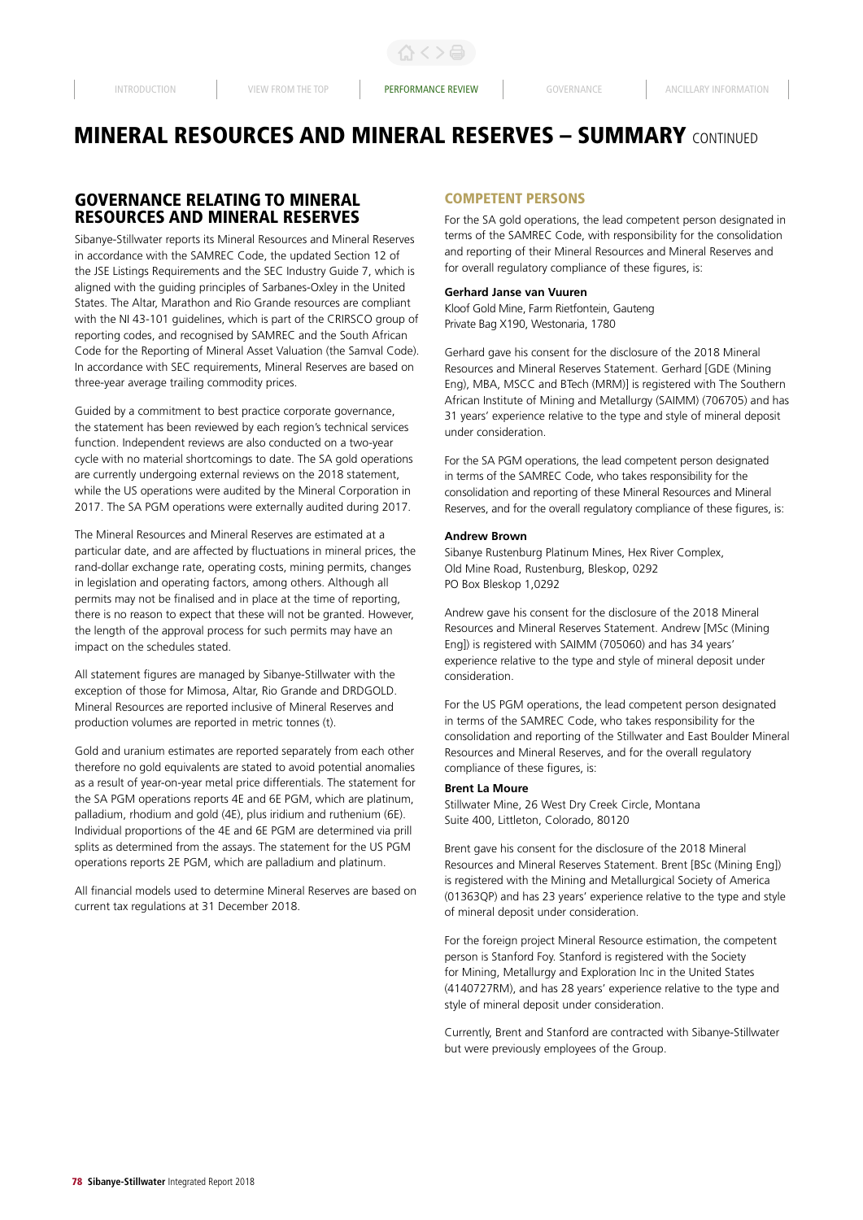# MINERAL RESOURCES AND MINERAL RESERVES – SUMMARY CONTINUED

## GOVERNANCE RELATING TO MINERAL RESOURCES AND MINERAL RESERVES

Sibanye-Stillwater reports its Mineral Resources and Mineral Reserves in accordance with the SAMREC Code, the updated Section 12 of the JSE Listings Requirements and the SEC Industry Guide 7, which is aligned with the guiding principles of Sarbanes-Oxley in the United States. The Altar, Marathon and Rio Grande resources are compliant with the NI 43-101 guidelines, which is part of the CRIRSCO group of reporting codes, and recognised by SAMREC and the South African Code for the Reporting of Mineral Asset Valuation (the Samval Code). In accordance with SEC requirements, Mineral Reserves are based on three-year average trailing commodity prices.

Guided by a commitment to best practice corporate governance, the statement has been reviewed by each region's technical services function. Independent reviews are also conducted on a two-year cycle with no material shortcomings to date. The SA gold operations are currently undergoing external reviews on the 2018 statement, while the US operations were audited by the Mineral Corporation in 2017. The SA PGM operations were externally audited during 2017.

The Mineral Resources and Mineral Reserves are estimated at a particular date, and are affected by fluctuations in mineral prices, the rand-dollar exchange rate, operating costs, mining permits, changes in legislation and operating factors, among others. Although all permits may not be finalised and in place at the time of reporting, there is no reason to expect that these will not be granted. However, the length of the approval process for such permits may have an impact on the schedules stated.

All statement figures are managed by Sibanye-Stillwater with the exception of those for Mimosa, Altar, Rio Grande and DRDGOLD. Mineral Resources are reported inclusive of Mineral Reserves and production volumes are reported in metric tonnes (t).

Gold and uranium estimates are reported separately from each other therefore no gold equivalents are stated to avoid potential anomalies as a result of year-on-year metal price differentials. The statement for the SA PGM operations reports 4E and 6E PGM, which are platinum, palladium, rhodium and gold (4E), plus iridium and ruthenium (6E). Individual proportions of the 4E and 6E PGM are determined via prill splits as determined from the assays. The statement for the US PGM operations reports 2E PGM, which are palladium and platinum.

All financial models used to determine Mineral Reserves are based on current tax regulations at 31 December 2018.

## COMPETENT PERSONS

For the SA gold operations, the lead competent person designated in terms of the SAMREC Code, with responsibility for the consolidation and reporting of their Mineral Resources and Mineral Reserves and for overall regulatory compliance of these figures, is:

**Gerhard Janse van Vuuren**
Kloof Gold Mine, Farm Rietfontein, Gauteng
Private Bag X190, Westonaria, 1780

Gerhard gave his consent for the disclosure of the 2018 Mineral Resources and Mineral Reserves Statement. Gerhard [GDE (Mining Eng), MBA, MSCC and BTech (MRM)] is registered with The Southern African Institute of Mining and Metallurgy (SAIMM) (706705) and has 31 years' experience relative to the type and style of mineral deposit under consideration.

For the SA PGM operations, the lead competent person designated in terms of the SAMREC Code, who takes responsibility for the consolidation and reporting of these Mineral Resources and Mineral Reserves, and for the overall regulatory compliance of these figures, is:

**Andrew Brown**
Sibanye Rustenburg Platinum Mines, Hex River Complex,
Old Mine Road, Rustenburg, Bleskop, 0292
PO Box Bleskop 1,0292

Andrew gave his consent for the disclosure of the 2018 Mineral Resources and Mineral Reserves Statement. Andrew [MSc (Mining Eng]) is registered with SAIMM (705060) and has 34 years' experience relative to the type and style of mineral deposit under consideration.

For the US PGM operations, the lead competent person designated in terms of the SAMREC Code, who takes responsibility for the consolidation and reporting of the Stillwater and East Boulder Mineral Resources and Mineral Reserves, and for the overall regulatory compliance of these figures, is:

**Brent La Moure**
Stillwater Mine, 26 West Dry Creek Circle, Montana
Suite 400, Littleton, Colorado, 80120

Brent gave his consent for the disclosure of the 2018 Mineral Resources and Mineral Reserves Statement. Brent [BSc (Mining Eng]) is registered with the Mining and Metallurgical Society of America (01363QP) and has 23 years' experience relative to the type and style of mineral deposit under consideration.

For the foreign project Mineral Resource estimation, the competent person is Stanford Foy. Stanford is registered with the Society for Mining, Metallurgy and Exploration Inc in the United States (4140727RM), and has 28 years' experience relative to the type and style of mineral deposit under consideration.

Currently, Brent and Stanford are contracted with Sibanye-Stillwater but were previously employees of the Group.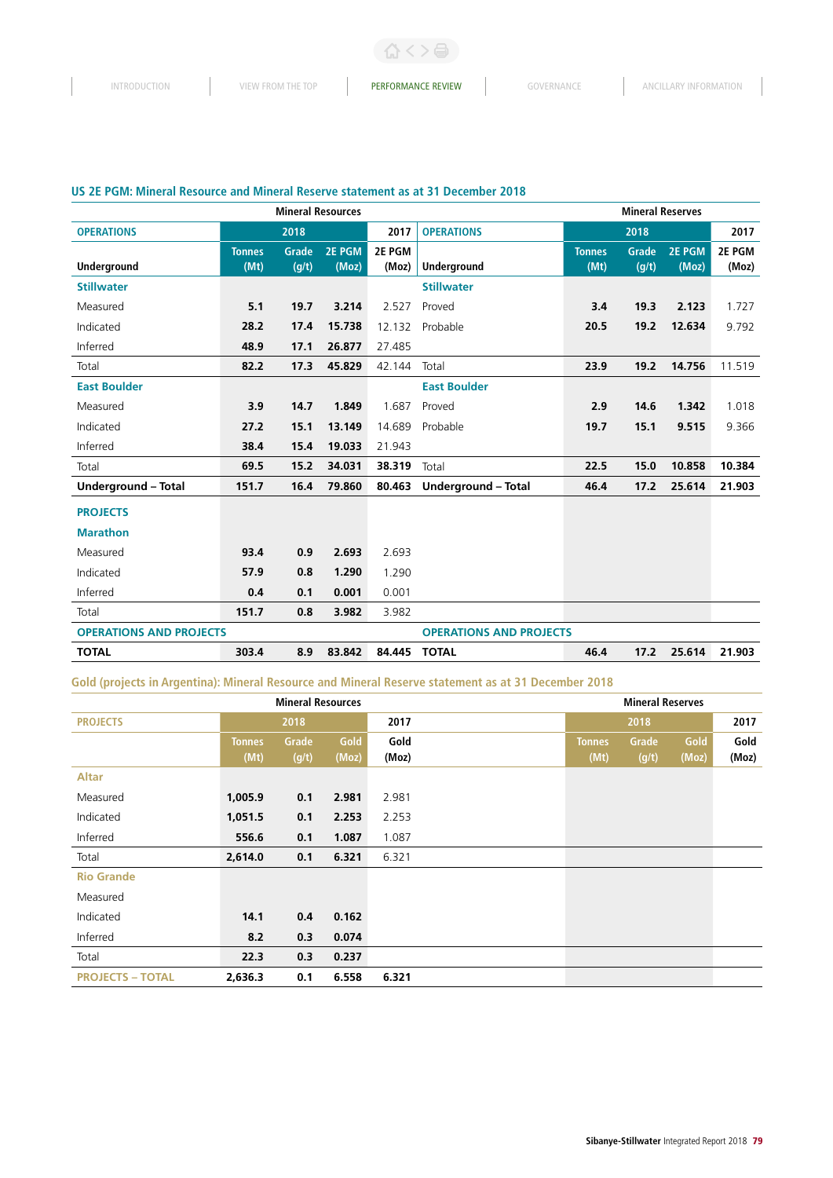## US 2E PGM: Mineral Resource and Mineral Reserve statement as at 31 December 2018

| | Mineral Resources | | | | | Mineral Reserves | | | |
|---|---|---|---|---|---|---|---|---|---|
| **OPERATIONS** | 2018 | | | 2017 | **OPERATIONS** | 2018 | | | 2017 |
| **Underground** | Tonnes (Mt) | Grade (g/t) | 2E PGM (Moz) | 2E PGM (Moz) | **Underground** | Tonnes (Mt) | Grade (g/t) | 2E PGM (Moz) | 2E PGM (Moz) |
| **Stillwater** | | | | | **Stillwater** | | | | |
| Measured | 5.1 | 19.7 | 3.214 | 2.527 | Proved | 3.4 | 19.3 | 2.123 | 1.727 |
| Indicated | 28.2 | 17.4 | 15.738 | 12.132 | Probable | 20.5 | 19.2 | 12.634 | 9.792 |
| Inferred | 48.9 | 17.1 | 26.877 | 27.485 | | | | | |
| Total | 82.2 | 17.3 | 45.829 | 42.144 | Total | 23.9 | 19.2 | 14.756 | 11.519 |
| **East Boulder** | | | | | **East Boulder** | | | | |
| Measured | 3.9 | 14.7 | 1.849 | 1.687 | Proved | 2.9 | 14.6 | 1.342 | 1.018 |
| Indicated | 27.2 | 15.1 | 13.149 | 14.689 | Probable | 19.7 | 15.1 | 9.515 | 9.366 |
| Inferred | 38.4 | 15.4 | 19.033 | 21.943 | | | | | |
| Total | 69.5 | 15.2 | 34.031 | 38.319 | Total | 22.5 | 15.0 | 10.858 | 10.384 |
| **Underground – Total** | 151.7 | 16.4 | 79.860 | 80.463 | **Underground – Total** | 46.4 | 17.2 | 25.614 | 21.903 |
| **PROJECTS** | | | | | | | | | |
| **Marathon** | | | | | | | | | |
| Measured | 93.4 | 0.9 | 2.693 | 2.693 | | | | | |
| Indicated | 57.9 | 0.8 | 1.290 | 1.290 | | | | | |
| Inferred | 0.4 | 0.1 | 0.001 | 0.001 | | | | | |
| Total | 151.7 | 0.8 | 3.982 | 3.982 | | | | | |
| **OPERATIONS AND PROJECTS** | | | | | **OPERATIONS AND PROJECTS** | | | | |
| **TOTAL** | 303.4 | 8.9 | 83.842 | 84.445 | **TOTAL** | 46.4 | 17.2 | 25.614 | 21.903 |

## Gold (projects in Argentina): Mineral Resource and Mineral Reserve statement as at 31 December 2018

| | Mineral Resources | | | | Mineral Reserves | | | |
|---|---|---|---|---|---|---|---|---|
| **PROJECTS** | 2018 | | | 2017 | 2018 | | | 2017 |
| | Tonnes (Mt) | Grade (g/t) | Gold (Moz) | Gold (Moz) | Tonnes (Mt) | Grade (g/t) | Gold (Moz) | Gold (Moz) |
| **Altar** | | | | | | | | |
| Measured | 1,005.9 | 0.1 | 2.981 | 2.981 | | | | |
| Indicated | 1,051.5 | 0.1 | 2.253 | 2.253 | | | | |
| Inferred | 556.6 | 0.1 | 1.087 | 1.087 | | | | |
| Total | 2,614.0 | 0.1 | 6.321 | 6.321 | | | | |
| **Rio Grande** | | | | | | | | |
| Measured | | | | | | | | |
| Indicated | 14.1 | 0.4 | 0.162 | | | | | |
| Inferred | 8.2 | 0.3 | 0.074 | | | | | |
| Total | 22.3 | 0.3 | 0.237 | | | | | |
| **PROJECTS – TOTAL** | 2,636.3 | 0.1 | 6.558 | 6.321 | | | | |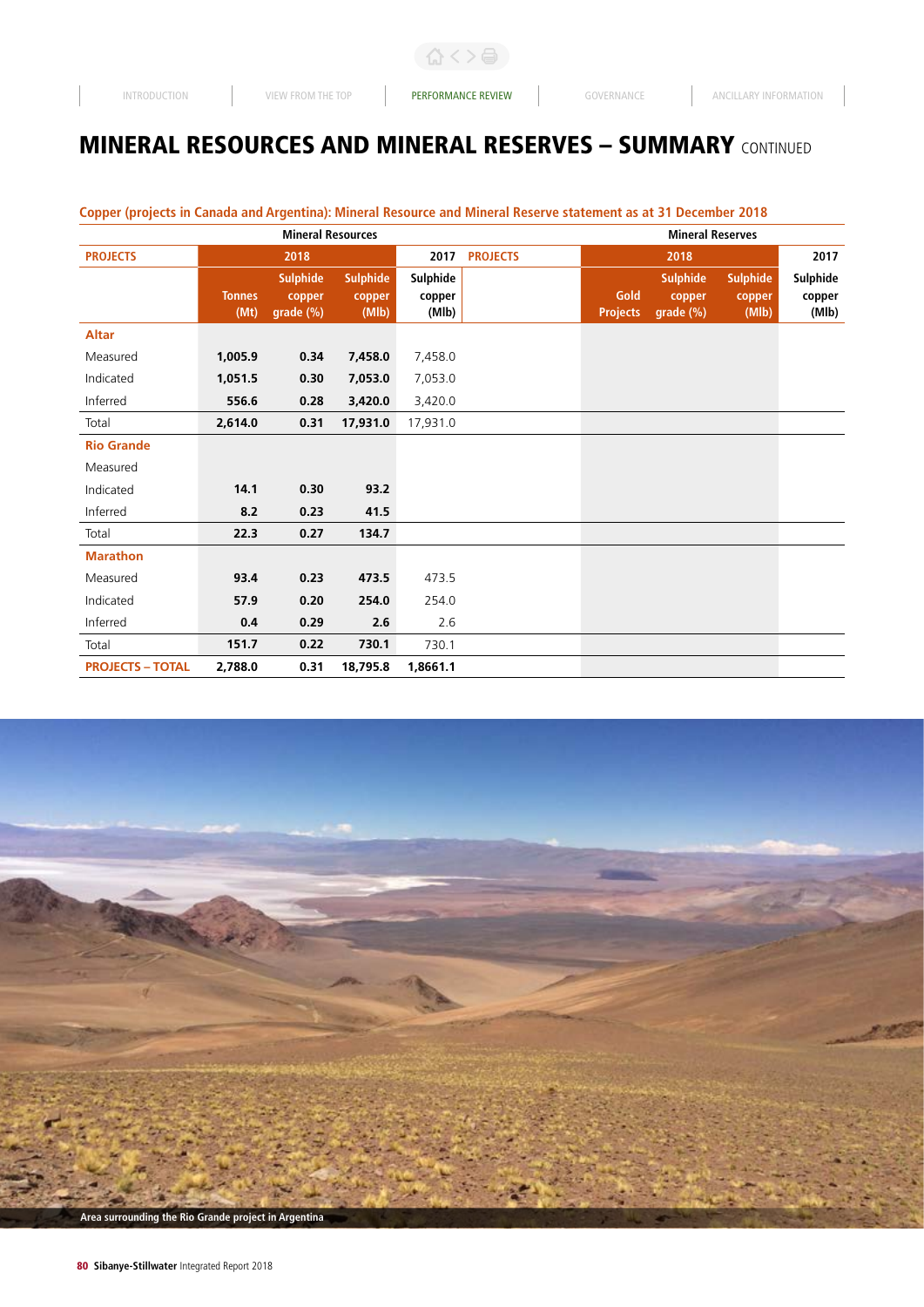# MINERAL RESOURCES AND MINERAL RESERVES – SUMMARY CONTINUED

**Copper (projects in Canada and Argentina): Mineral Resource and Mineral Reserve statement as at 31 December 2018**

| | Mineral Resources | | | | | Mineral Reserves | | | |
|---|---|---|---|---|---|---|---|---|---|
| **PROJECTS** | 2018 | | | 2017 | **PROJECTS** | 2018 | | | 2017 |
| | Tonnes (Mt) | Sulphide copper grade (%) | Sulphide copper (Mlb) | Sulphide copper (Mlb) | | Gold Projects | Sulphide copper grade (%) | Sulphide copper (Mlb) | Sulphide copper (Mlb) |
| **Altar** | | | | | | | | | |
| Measured | **1,005.9** | **0.34** | **7,458.0** | 7,458.0 | | | | | |
| Indicated | **1,051.5** | **0.30** | **7,053.0** | 7,053.0 | | | | | |
| Inferred | **556.6** | **0.28** | **3,420.0** | 3,420.0 | | | | | |
| Total | **2,614.0** | **0.31** | **17,931.0** | 17,931.0 | | | | | |
| **Rio Grande** | | | | | | | | | |
| Measured | | | | | | | | | |
| Indicated | **14.1** | **0.30** | **93.2** | | | | | | |
| Inferred | **8.2** | **0.23** | **41.5** | | | | | | |
| Total | **22.3** | **0.27** | **134.7** | | | | | | |
| **Marathon** | | | | | | | | | |
| Measured | **93.4** | **0.23** | **473.5** | 473.5 | | | | | |
| Indicated | **57.9** | **0.20** | **254.0** | 254.0 | | | | | |
| Inferred | **0.4** | **0.29** | **2.6** | 2.6 | | | | | |
| Total | **151.7** | **0.22** | **730.1** | 730.1 | | | | | |
| **PROJECTS – TOTAL** | **2,788.0** | **0.31** | **18,795.8** | **1,8661.1** | | | | | |

Area surrounding the Rio Grande project in Argentina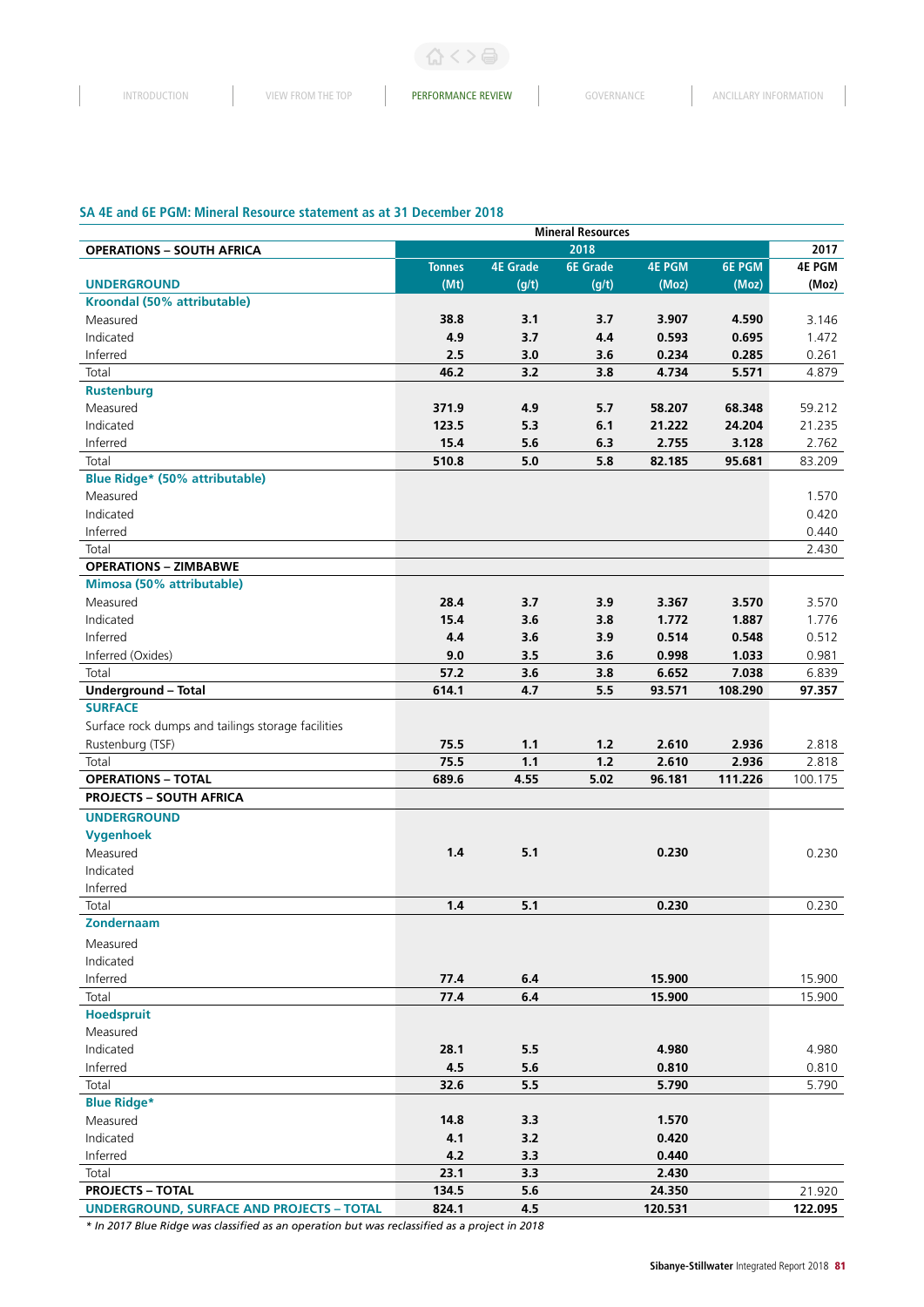## SA 4E and 6E PGM: Mineral Resource statement as at 31 December 2018

| | Mineral Resources | | | | | |
|---|---|---|---|---|---|---|
| **OPERATIONS – SOUTH AFRICA** | 2018 | | | | | 2017 |
| **UNDERGROUND** | Tonnes (Mt) | 4E Grade (g/t) | 6E Grade (g/t) | 4E PGM (Moz) | 6E PGM (Moz) | 4E PGM (Moz) |
| **Kroondal (50% attributable)** | | | | | | |
| Measured | **38.8** | **3.1** | **3.7** | **3.907** | **4.590** | 3.146 |
| Indicated | **4.9** | **3.7** | **4.4** | **0.593** | **0.695** | 1.472 |
| Inferred | **2.5** | **3.0** | **3.6** | **0.234** | **0.285** | 0.261 |
| Total | **46.2** | **3.2** | **3.8** | **4.734** | **5.571** | 4.879 |
| **Rustenburg** | | | | | | |
| Measured | **371.9** | **4.9** | **5.7** | **58.207** | **68.348** | 59.212 |
| Indicated | **123.5** | **5.3** | **6.1** | **21.222** | **24.204** | 21.235 |
| Inferred | **15.4** | **5.6** | **6.3** | **2.755** | **3.128** | 2.762 |
| Total | **510.8** | **5.0** | **5.8** | **82.185** | **95.681** | 83.209 |
| **Blue Ridge* (50% attributable)** | | | | | | |
| Measured | | | | | | 1.570 |
| Indicated | | | | | | 0.420 |
| Inferred | | | | | | 0.440 |
| Total | | | | | | 2.430 |
| **OPERATIONS – ZIMBABWE** | | | | | | |
| **Mimosa (50% attributable)** | | | | | | |
| Measured | **28.4** | **3.7** | **3.9** | **3.367** | **3.570** | 3.570 |
| Indicated | **15.4** | **3.6** | **3.8** | **1.772** | **1.887** | 1.776 |
| Inferred | **4.4** | **3.6** | **3.9** | **0.514** | **0.548** | 0.512 |
| Inferred (Oxides) | **9.0** | **3.5** | **3.6** | **0.998** | **1.033** | 0.981 |
| Total | **57.2** | **3.6** | **3.8** | **6.652** | **7.038** | 6.839 |
| **Underground – Total** | **614.1** | **4.7** | **5.5** | **93.571** | **108.290** | **97.357** |
| **SURFACE** | | | | | | |
| Surface rock dumps and tailings storage facilities | | | | | | |
| Rustenburg (TSF) | **75.5** | **1.1** | **1.2** | **2.610** | **2.936** | 2.818 |
| Total | **75.5** | **1.1** | **1.2** | **2.610** | **2.936** | 2.818 |
| **OPERATIONS – TOTAL** | **689.6** | **4.55** | **5.02** | **96.181** | **111.226** | 100.175 |
| **PROJECTS – SOUTH AFRICA** | | | | | | |
| **UNDERGROUND** | | | | | | |
| **Vygenhoek** | | | | | | |
| Measured | **1.4** | **5.1** | | **0.230** | | 0.230 |
| Indicated | | | | | | |
| Inferred | | | | | | |
| Total | **1.4** | **5.1** | | **0.230** | | 0.230 |
| **Zondernaam** | | | | | | |
| Measured | | | | | | |
| Indicated | | | | | | |
| Inferred | **77.4** | **6.4** | | **15.900** | | 15.900 |
| Total | **77.4** | **6.4** | | **15.900** | | 15.900 |
| **Hoedspruit** | | | | | | |
| Measured | | | | | | |
| Indicated | **28.1** | **5.5** | | **4.980** | | 4.980 |
| Inferred | **4.5** | **5.6** | | **0.810** | | 0.810 |
| Total | **32.6** | **5.5** | | **5.790** | | 5.790 |
| **Blue Ridge*** | | | | | | |
| Measured | **14.8** | **3.3** | | **1.570** | | |
| Indicated | **4.1** | **3.2** | | **0.420** | | |
| Inferred | **4.2** | **3.3** | | **0.440** | | |
| Total | **23.1** | **3.3** | | **2.430** | | |
| **PROJECTS – TOTAL** | **134.5** | **5.6** | | **24.350** | | 21.920 |
| **UNDERGROUND, SURFACE AND PROJECTS – TOTAL** | **824.1** | **4.5** | | **120.531** | | **122.095** |

*\* In 2017 Blue Ridge was classified as an operation but was reclassified as a project in 2018*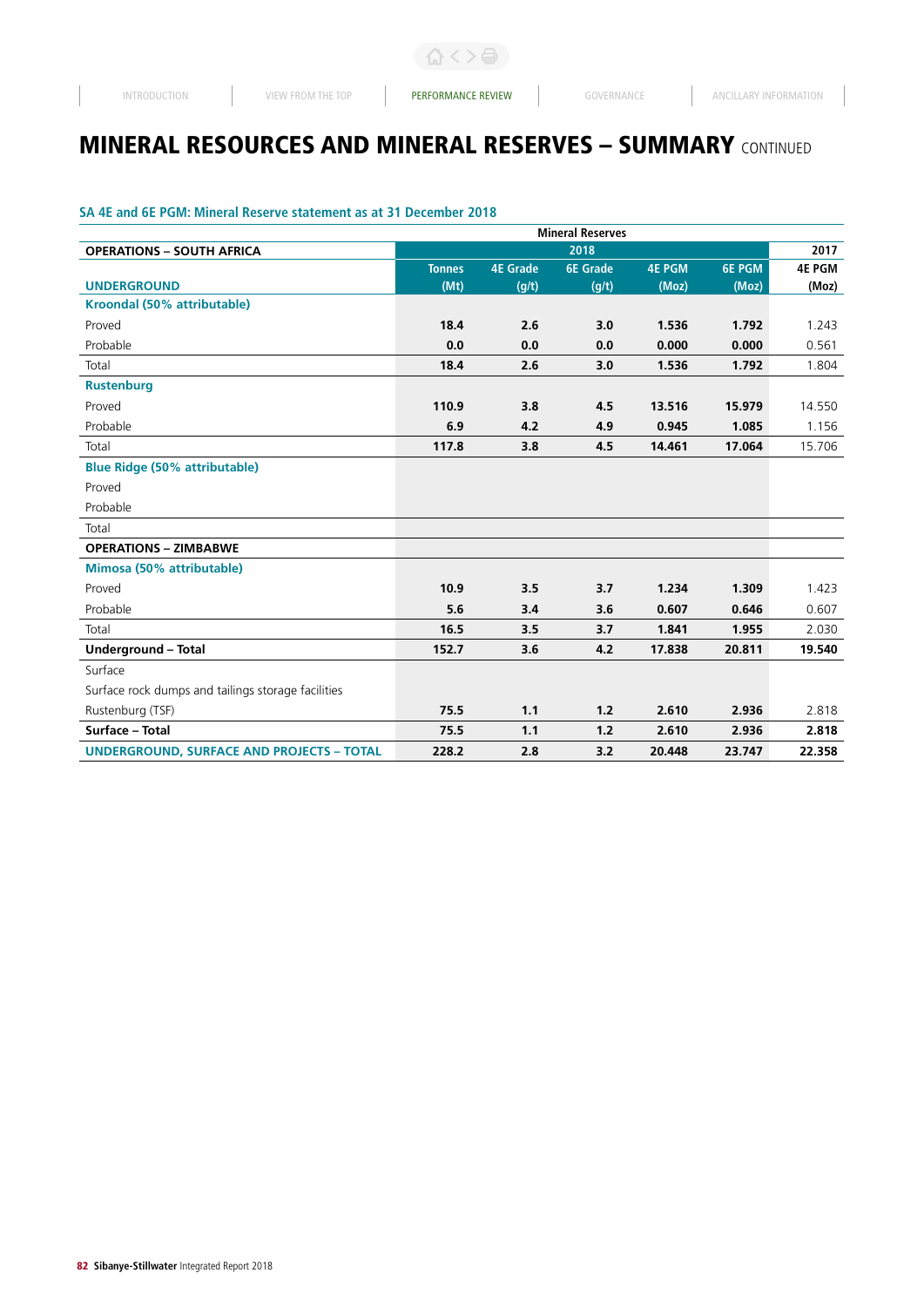# MINERAL RESOURCES AND MINERAL RESERVES – SUMMARY CONTINUED

### SA 4E and 6E PGM: Mineral Reserve statement as at 31 December 2018

| | Mineral Reserves | | | | | |
|---|---|---|---|---|---|---|
| **OPERATIONS – SOUTH AFRICA** | 2018 | | | | | 2017 |
| **UNDERGROUND** | Tonnes (Mt) | 4E Grade (g/t) | 6E Grade (g/t) | 4E PGM (Moz) | 6E PGM (Moz) | 4E PGM (Moz) |
| **Kroondal (50% attributable)** | | | | | | |
| Proved | **18.4** | **2.6** | **3.0** | **1.536** | **1.792** | 1.243 |
| Probable | **0.0** | **0.0** | **0.0** | **0.000** | **0.000** | 0.561 |
| Total | **18.4** | **2.6** | **3.0** | **1.536** | **1.792** | 1.804 |
| **Rustenburg** | | | | | | |
| Proved | **110.9** | **3.8** | **4.5** | **13.516** | **15.979** | 14.550 |
| Probable | **6.9** | **4.2** | **4.9** | **0.945** | **1.085** | 1.156 |
| Total | **117.8** | **3.8** | **4.5** | **14.461** | **17.064** | 15.706 |
| **Blue Ridge (50% attributable)** | | | | | | |
| Proved | | | | | | |
| Probable | | | | | | |
| Total | | | | | | |
| **OPERATIONS – ZIMBABWE** | | | | | | |
| **Mimosa (50% attributable)** | | | | | | |
| Proved | **10.9** | **3.5** | **3.7** | **1.234** | **1.309** | 1.423 |
| Probable | **5.6** | **3.4** | **3.6** | **0.607** | **0.646** | 0.607 |
| Total | **16.5** | **3.5** | **3.7** | **1.841** | **1.955** | 2.030 |
| **Underground – Total** | **152.7** | **3.6** | **4.2** | **17.838** | **20.811** | **19.540** |
| Surface | | | | | | |
| Surface rock dumps and tailings storage facilities | | | | | | |
| Rustenburg (TSF) | **75.5** | **1.1** | **1.2** | **2.610** | **2.936** | 2.818 |
| **Surface – Total** | **75.5** | **1.1** | **1.2** | **2.610** | **2.936** | **2.818** |
| **UNDERGROUND, SURFACE AND PROJECTS – TOTAL** | **228.2** | **2.8** | **3.2** | **20.448** | **23.747** | **22.358** |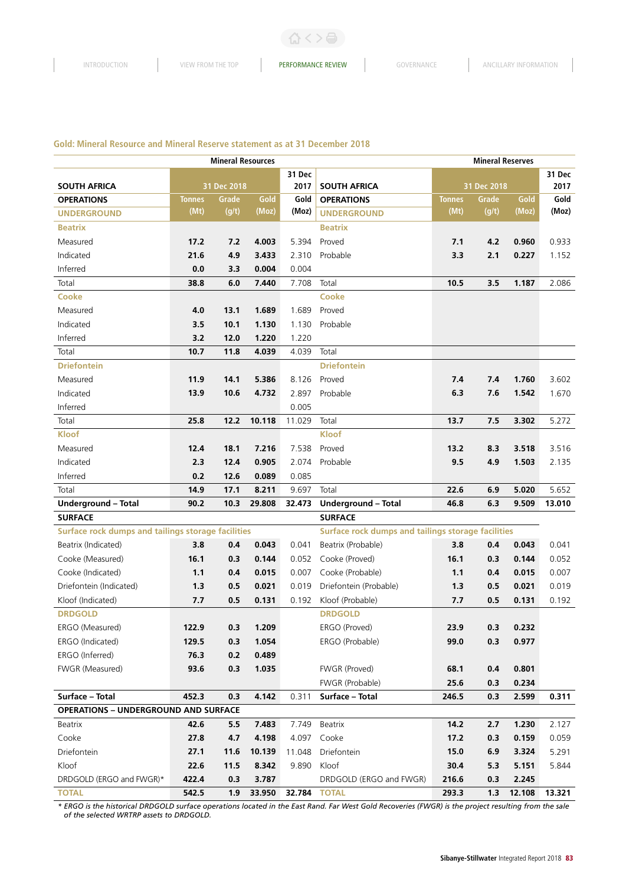## Gold: Mineral Resource and Mineral Reserve statement as at 31 December 2018

| Mineral Resources | | | | | Mineral Reserves | | | | |
|---|---|---|---|---|---|---|---|---|---|
| **SOUTH AFRICA** | 31 Dec 2018 | | | 31 Dec 2017 | **SOUTH AFRICA** | 31 Dec 2018 | | | 31 Dec 2017 |
| **OPERATIONS** | Tonnes (Mt) | Grade (g/t) | Gold (Moz) | Gold (Moz) | **OPERATIONS** | Tonnes (Mt) | Grade (g/t) | Gold (Moz) | Gold (Moz) |
| **UNDERGROUND** | | | | | **UNDERGROUND** | | | | |
| **Beatrix** | | | | | **Beatrix** | | | | |
| Measured | **17.2** | **7.2** | **4.003** | 5.394 | Proved | **7.1** | **4.2** | **0.960** | 0.933 |
| Indicated | **21.6** | **4.9** | **3.433** | 2.310 | Probable | **3.3** | **2.1** | **0.227** | 1.152 |
| Inferred | **0.0** | **3.3** | **0.004** | 0.004 | | | | | |
| Total | **38.8** | **6.0** | **7.440** | 7.708 | Total | **10.5** | **3.5** | **1.187** | 2.086 |
| **Cooke** | | | | | **Cooke** | | | | |
| Measured | **4.0** | **13.1** | **1.689** | 1.689 | Proved | | | | |
| Indicated | **3.5** | **10.1** | **1.130** | 1.130 | Probable | | | | |
| Inferred | **3.2** | **12.0** | **1.220** | 1.220 | | | | | |
| Total | **10.7** | **11.8** | **4.039** | 4.039 | Total | | | | |
| **Driefontein** | | | | | **Driefontein** | | | | |
| Measured | **11.9** | **14.1** | **5.386** | 8.126 | Proved | **7.4** | **7.4** | **1.760** | 3.602 |
| Indicated | **13.9** | **10.6** | **4.732** | 2.897 | Probable | **6.3** | **7.6** | **1.542** | 1.670 |
| Inferred | | | | 0.005 | | | | | |
| Total | **25.8** | **12.2** | **10.118** | 11.029 | Total | **13.7** | **7.5** | **3.302** | 5.272 |
| **Kloof** | | | | | **Kloof** | | | | |
| Measured | **12.4** | **18.1** | **7.216** | 7.538 | Proved | **13.2** | **8.3** | **3.518** | 3.516 |
| Indicated | **2.3** | **12.4** | **0.905** | 2.074 | Probable | **9.5** | **4.9** | **1.503** | 2.135 |
| Inferred | **0.2** | **12.6** | **0.089** | 0.085 | | | | | |
| Total | **14.9** | **17.1** | **8.211** | 9.697 | Total | **22.6** | **6.9** | **5.020** | 5.652 |
| **Underground – Total** | **90.2** | **10.3** | **29.808** | **32.473** | **Underground – Total** | **46.8** | **6.3** | **9.509** | **13.010** |
| **SURFACE** | | | | | **SURFACE** | | | | |
| **Surface rock dumps and tailings storage facilities** | | | | | **Surface rock dumps and tailings storage facilities** | | | | |
| Beatrix (Indicated) | **3.8** | **0.4** | **0.043** | 0.041 | Beatrix (Probable) | **3.8** | **0.4** | **0.043** | 0.041 |
| Cooke (Measured) | **16.1** | **0.3** | **0.144** | 0.052 | Cooke (Proved) | **16.1** | **0.3** | **0.144** | 0.052 |
| Cooke (Indicated) | **1.1** | **0.4** | **0.015** | 0.007 | Cooke (Probable) | **1.1** | **0.4** | **0.015** | 0.007 |
| Driefontein (Indicated) | **1.3** | **0.5** | **0.021** | 0.019 | Driefontein (Probable) | **1.3** | **0.5** | **0.021** | 0.019 |
| Kloof (Indicated) | **7.7** | **0.5** | **0.131** | 0.192 | Kloof (Probable) | **7.7** | **0.5** | **0.131** | 0.192 |
| **DRDGOLD** | | | | | **DRDGOLD** | | | | |
| ERGO (Measured) | **122.9** | **0.3** | **1.209** | | ERGO (Proved) | **23.9** | **0.3** | **0.232** | |
| ERGO (Indicated) | **129.5** | **0.3** | **1.054** | | ERGO (Probable) | **99.0** | **0.3** | **0.977** | |
| ERGO (Inferred) | **76.3** | **0.2** | **0.489** | | | | | | |
| FWGR (Measured) | **93.6** | **0.3** | **1.035** | | FWGR (Proved) | **68.1** | **0.4** | **0.801** | |
| | | | | | FWGR (Probable) | **25.6** | **0.3** | **0.234** | |
| **Surface – Total** | **452.3** | **0.3** | **4.142** | 0.311 | **Surface – Total** | **246.5** | **0.3** | **2.599** | **0.311** |
| **OPERATIONS – UNDERGROUND AND SURFACE** | | | | | | | | | |
| Beatrix | **42.6** | **5.5** | **7.483** | 7.749 | Beatrix | **14.2** | **2.7** | **1.230** | 2.127 |
| Cooke | **27.8** | **4.7** | **4.198** | 4.097 | Cooke | **17.2** | **0.3** | **0.159** | 0.059 |
| Driefontein | **27.1** | **11.6** | **10.139** | 11.048 | Driefontein | **15.0** | **6.9** | **3.324** | 5.291 |
| Kloof | **22.6** | **11.5** | **8.342** | 9.890 | Kloof | **30.4** | **5.3** | **5.151** | 5.844 |
| DRDGOLD (ERGO and FWGR)* | **422.4** | **0.3** | **3.787** | | DRDGOLD (ERGO and FWGR) | **216.6** | **0.3** | **2.245** | |
| **TOTAL** | **542.5** | **1.9** | **33.950** | **32.784** | **TOTAL** | **293.3** | **1.3** | **12.108** | **13.321** |

*\* ERGO is the historical DRDGOLD surface operations located in the East Rand. Far West Gold Recoveries (FWGR) is the project resulting from the sale of the selected WRTRP assets to DRDGOLD.*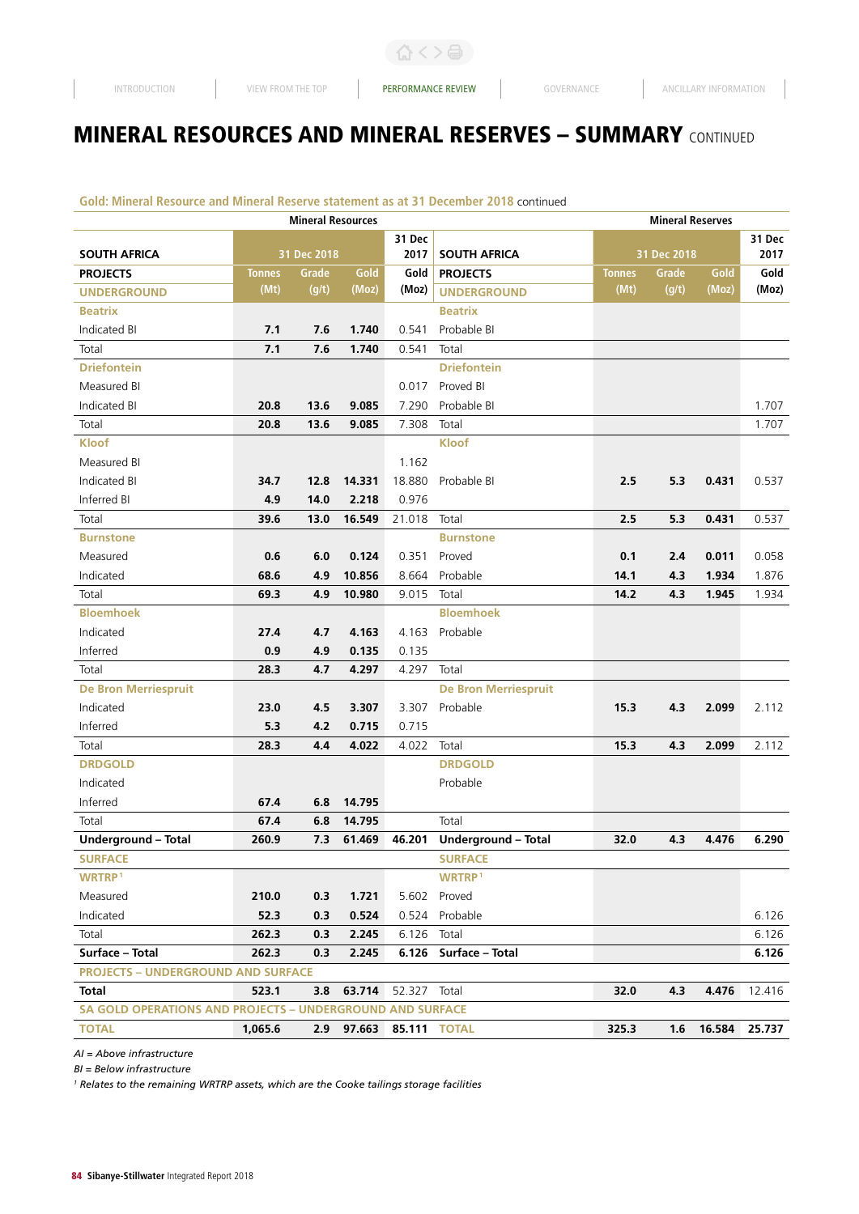# MINERAL RESOURCES AND MINERAL RESERVES – SUMMARY CONTINUED

**Gold: Mineral Resource and Mineral Reserve statement as at 31 December 2018** continued

| | Mineral Resources | | | | | Mineral Reserves | | | |
|---|---|---|---|---|---|---|---|---|---|
| **SOUTH AFRICA** | 31 Dec 2018 | | | 31 Dec 2017 | **SOUTH AFRICA** | 31 Dec 2018 | | | 31 Dec 2017 |
| **PROJECTS** | Tonnes | Grade | Gold | Gold | **PROJECTS** | Tonnes | Grade | Gold | Gold |
| **UNDERGROUND** | (Mt) | (g/t) | (Moz) | (Moz) | **UNDERGROUND** | (Mt) | (g/t) | (Moz) | (Moz) |
| **Beatrix** | | | | | **Beatrix** | | | | |
| Indicated BI | **7.1** | **7.6** | **1.740** | 0.541 | Probable BI | | | | |
| Total | **7.1** | **7.6** | **1.740** | 0.541 | Total | | | | |
| **Driefontein** | | | | | **Driefontein** | | | | |
| Measured BI | | | | 0.017 | Proved BI | | | | |
| Indicated BI | **20.8** | **13.6** | **9.085** | 7.290 | Probable BI | | | | 1.707 |
| Total | **20.8** | **13.6** | **9.085** | 7.308 | Total | | | | 1.707 |
| **Kloof** | | | | | **Kloof** | | | | |
| Measured BI | | | | 1.162 | | | | | |
| Indicated BI | **34.7** | **12.8** | **14.331** | 18.880 | Probable BI | **2.5** | **5.3** | **0.431** | 0.537 |
| Inferred BI | **4.9** | **14.0** | **2.218** | 0.976 | | | | | |
| Total | **39.6** | **13.0** | **16.549** | 21.018 | Total | **2.5** | **5.3** | **0.431** | 0.537 |
| **Burnstone** | | | | | **Burnstone** | | | | |
| Measured | **0.6** | **6.0** | **0.124** | 0.351 | Proved | **0.1** | **2.4** | **0.011** | 0.058 |
| Indicated | **68.6** | **4.9** | **10.856** | 8.664 | Probable | **14.1** | **4.3** | **1.934** | 1.876 |
| Total | **69.3** | **4.9** | **10.980** | 9.015 | Total | **14.2** | **4.3** | **1.945** | 1.934 |
| **Bloemhoek** | | | | | **Bloemhoek** | | | | |
| Indicated | **27.4** | **4.7** | **4.163** | 4.163 | Probable | | | | |
| Inferred | **0.9** | **4.9** | **0.135** | 0.135 | | | | | |
| Total | **28.3** | **4.7** | **4.297** | 4.297 | Total | | | | |
| **De Bron Merriespruit** | | | | | **De Bron Merriespruit** | | | | |
| Indicated | **23.0** | **4.5** | **3.307** | 3.307 | Probable | **15.3** | **4.3** | **2.099** | 2.112 |
| Inferred | **5.3** | **4.2** | **0.715** | 0.715 | | | | | |
| Total | **28.3** | **4.4** | **4.022** | 4.022 | Total | **15.3** | **4.3** | **2.099** | 2.112 |
| **DRDGOLD** | | | | | **DRDGOLD** | | | | |
| Indicated | | | | | Probable | | | | |
| Inferred | **67.4** | **6.8** | **14.795** | | | | | | |
| Total | **67.4** | **6.8** | **14.795** | | Total | | | | |
| **Underground – Total** | **260.9** | **7.3** | **61.469** | **46.201** | **Underground – Total** | **32.0** | **4.3** | **4.476** | **6.290** |
| **SURFACE** | | | | | **SURFACE** | | | | |
| **WRTRP**[1] | | | | | **WRTRP**[1] | | | | |
| Measured | **210.0** | **0.3** | **1.721** | 5.602 | Proved | | | | |
| Indicated | **52.3** | **0.3** | **0.524** | 0.524 | Probable | | | | 6.126 |
| Total | **262.3** | **0.3** | **2.245** | 6.126 | Total | | | | 6.126 |
| **Surface – Total** | **262.3** | **0.3** | **2.245** | **6.126** | **Surface – Total** | | | | **6.126** |
| **PROJECTS – UNDERGROUND AND SURFACE** | | | | | | | | | |
| **Total** | **523.1** | **3.8** | **63.714** | 52.327 | Total | **32.0** | **4.3** | **4.476** | 12.416 |
| **SA GOLD OPERATIONS AND PROJECTS – UNDERGROUND AND SURFACE** | | | | | | | | | |
| **TOTAL** | **1,065.6** | **2.9** | **97.663** | **85.111** | **TOTAL** | **325.3** | **1.6** | **16.584** | **25.737** |

*AI = Above infrastructure*

*BI = Below infrastructure*

*[1] Relates to the remaining WRTRP assets, which are the Cooke tailings storage facilities*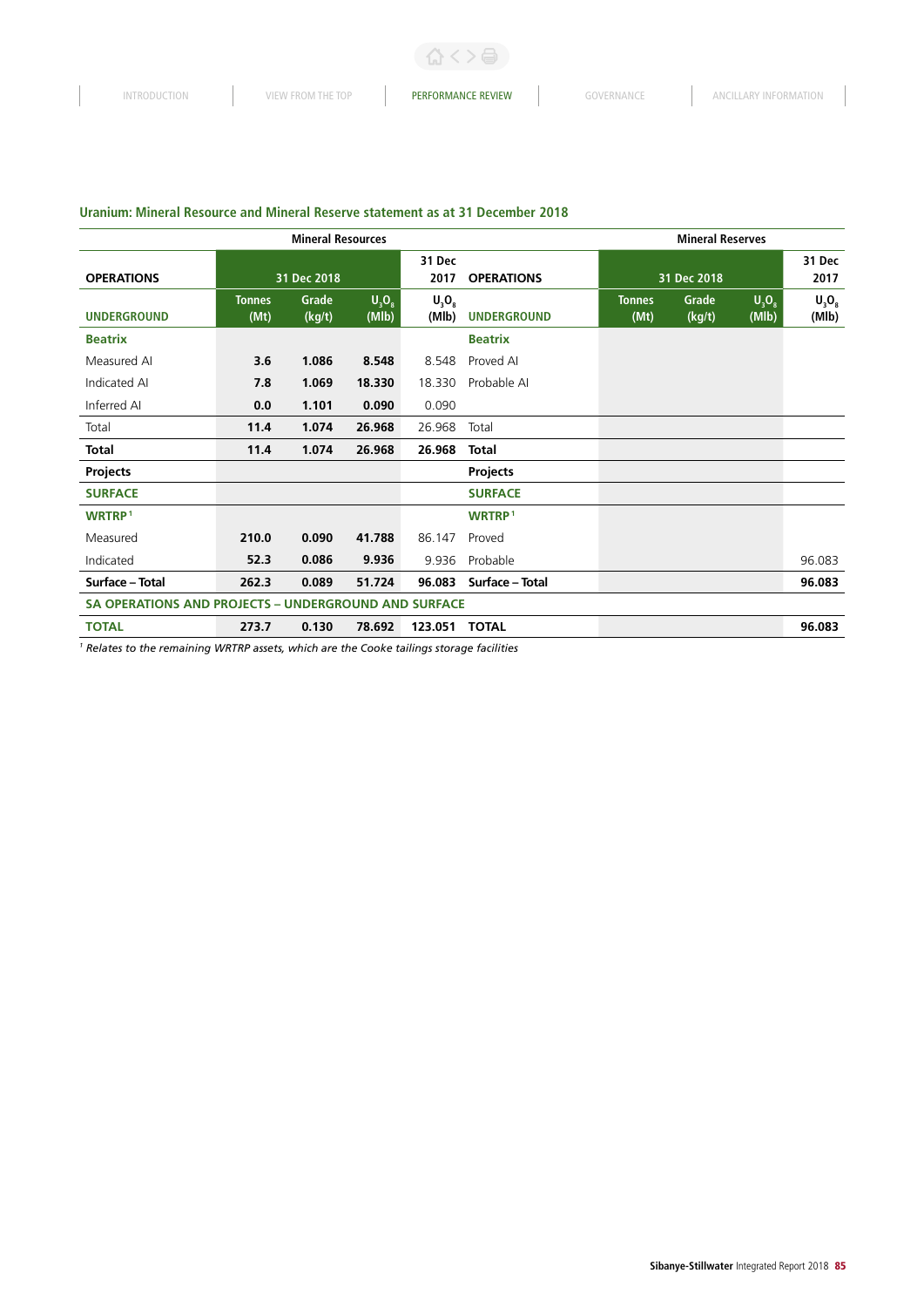### Uranium: Mineral Resource and Mineral Reserve statement as at 31 December 2018

| Mineral Resources | | | | | Mineral Reserves | | | | |
|---|---|---|---|---|---|---|---|---|---|
| OPERATIONS | 31 Dec 2018 | | | 31 Dec 2017 | OPERATIONS | 31 Dec 2018 | | | 31 Dec 2017 |
| UNDERGROUND | Tonnes (Mt) | Grade (kg/t) | $U_3O_8$ (Mlb) | $U_3O_8$ (Mlb) | UNDERGROUND | Tonnes (Mt) | Grade (kg/t) | $U_3O_8$ (Mlb) | $U_3O_8$ (Mlb) |
| **Beatrix** | | | | | **Beatrix** | | | | |
| Measured AI | **3.6** | **1.086** | **8.548** | 8.548 | Proved AI | | | | |
| Indicated AI | **7.8** | **1.069** | **18.330** | 18.330 | Probable AI | | | | |
| Inferred AI | **0.0** | **1.101** | **0.090** | 0.090 | | | | | |
| Total | **11.4** | **1.074** | **26.968** | 26.968 | Total | | | | |
| **Total** | **11.4** | **1.074** | **26.968** | **26.968** | **Total** | | | | |
| **Projects** | | | | | **Projects** | | | | |
| **SURFACE** | | | | | **SURFACE** | | | | |
| **WRTRP[1]** | | | | | **WRTRP[1]** | | | | |
| Measured | **210.0** | **0.090** | **41.788** | 86.147 | Proved | | | | |
| Indicated | **52.3** | **0.086** | **9.936** | 9.936 | Probable | | | | 96.083 |
| **Surface – Total** | **262.3** | **0.089** | **51.724** | **96.083** | **Surface – Total** | | | | **96.083** |
| **SA OPERATIONS AND PROJECTS – UNDERGROUND AND SURFACE** | | | | | | | | | |
| **TOTAL** | **273.7** | **0.130** | **78.692** | **123.051** | **TOTAL** | | | | **96.083** |

[1] *Relates to the remaining WRTRP assets, which are the Cooke tailings storage facilities*